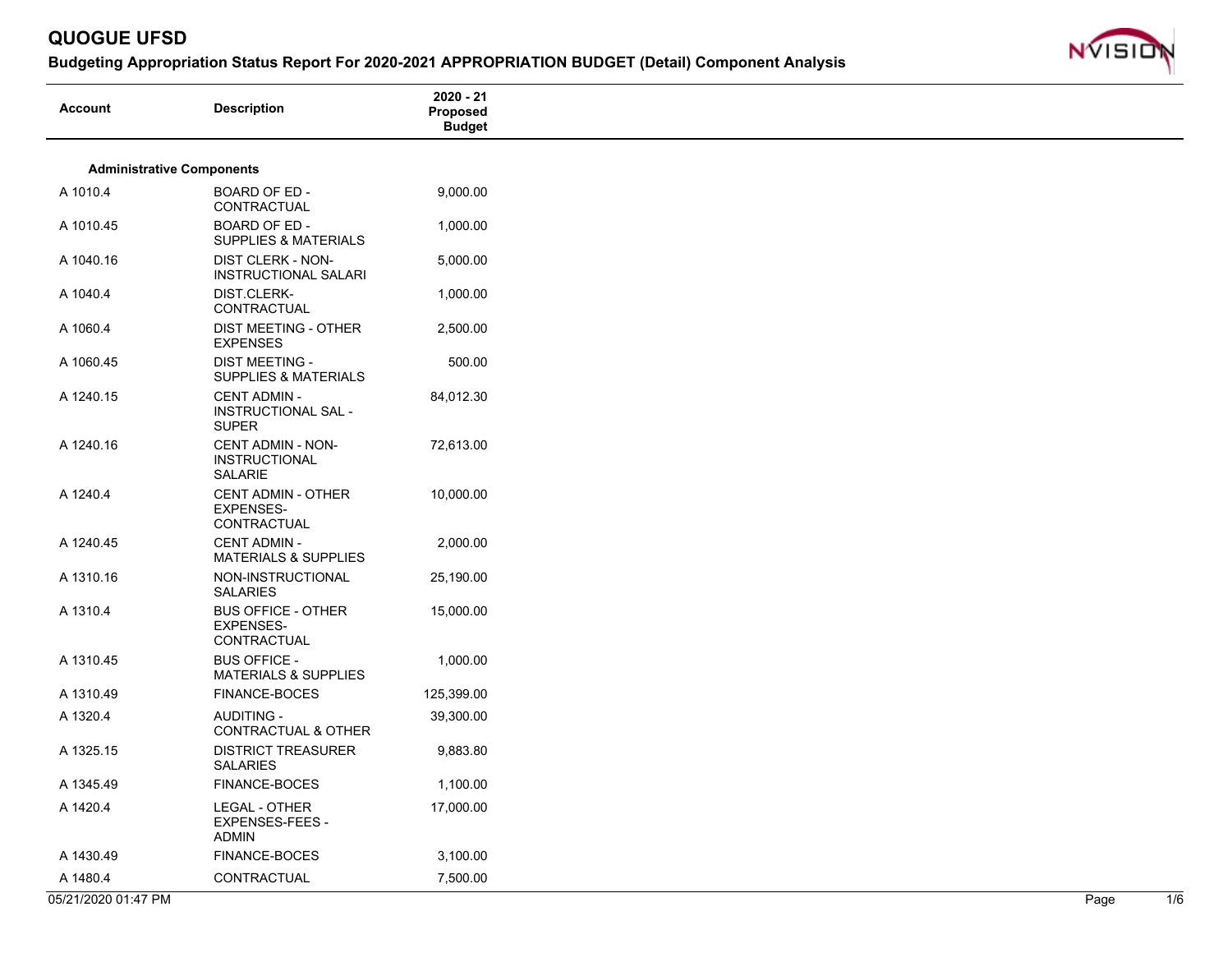# QUOGUE UFSD

## Budgeting Appropriation Status Report For 2020-2021 APPROPRIATION BUDGET (Detail) Component Analysis

| Account | Description | 2020 - 21 Proposed Budget |
|---|---|---|
| **Administrative Components** | | |
| A 1010.4 | BOARD OF ED - CONTRACTUAL | 9,000.00 |
| A 1010.45 | BOARD OF ED - SUPPLIES & MATERIALS | 1,000.00 |
| A 1040.16 | DIST CLERK - NON-INSTRUCTIONAL SALARI | 5,000.00 |
| A 1040.4 | DIST.CLERK-CONTRACTUAL | 1,000.00 |
| A 1060.4 | DIST MEETING - OTHER EXPENSES | 2,500.00 |
| A 1060.45 | DIST MEETING - SUPPLIES & MATERIALS | 500.00 |
| A 1240.15 | CENT ADMIN - INSTRUCTIONAL SAL - SUPER | 84,012.30 |
| A 1240.16 | CENT ADMIN - NON-INSTRUCTIONAL SALARIE | 72,613.00 |
| A 1240.4 | CENT ADMIN - OTHER EXPENSES-CONTRACTUAL | 10,000.00 |
| A 1240.45 | CENT ADMIN - MATERIALS & SUPPLIES | 2,000.00 |
| A 1310.16 | NON-INSTRUCTIONAL SALARIES | 25,190.00 |
| A 1310.4 | BUS OFFICE - OTHER EXPENSES-CONTRACTUAL | 15,000.00 |
| A 1310.45 | BUS OFFICE - MATERIALS & SUPPLIES | 1,000.00 |
| A 1310.49 | FINANCE-BOCES | 125,399.00 |
| A 1320.4 | AUDITING - CONTRACTUAL & OTHER | 39,300.00 |
| A 1325.15 | DISTRICT TREASURER SALARIES | 9,883.80 |
| A 1345.49 | FINANCE-BOCES | 1,100.00 |
| A 1420.4 | LEGAL - OTHER EXPENSES-FEES - ADMIN | 17,000.00 |
| A 1430.49 | FINANCE-BOCES | 3,100.00 |
| A 1480.4 | CONTRACTUAL | 7,500.00 |

05/21/2020 01:47 PM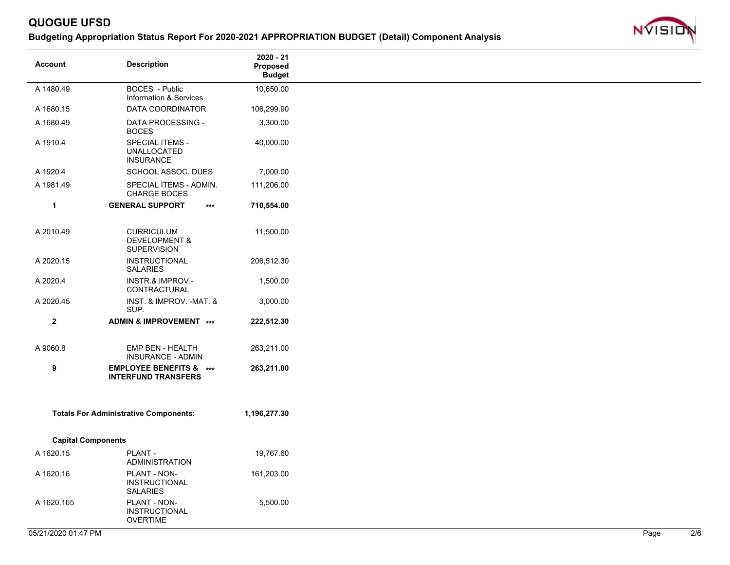# QUOGUE UFSD

## Budgeting Appropriation Status Report For 2020-2021 APPROPRIATION BUDGET (Detail) Component Analysis

| Account | Description | 2020 - 21 Proposed Budget |
|---|---|---|
| A 1480.49 | BOCES - Public Information & Services | 10,650.00 |
| A 1680.15 | DATA COORDINATOR | 106,299.90 |
| A 1680.49 | DATA PROCESSING - BOCES | 3,300.00 |
| A 1910.4 | SPECIAL ITEMS - UNALLOCATED INSURANCE | 40,000.00 |
| A 1920.4 | SCHOOL ASSOC. DUES | 7,000.00 |
| A 1981.49 | SPECIAL ITEMS - ADMIN. CHARGE BOCES | 111,206.00 |
| **1** | **GENERAL SUPPORT** *** | **710,554.00** |
| A 2010.49 | CURRICULUM DEVELOPMENT & SUPERVISION | 11,500.00 |
| A 2020.15 | INSTRUCTIONAL SALARIES | 206,512.30 |
| A 2020.4 | INSTR.& IMPROV.- CONTRACTURAL | 1,500.00 |
| A 2020.45 | INST. & IMPROV. -MAT. & SUP. | 3,000.00 |
| **2** | **ADMIN & IMPROVEMENT** *** | **222,512.30** |
| A 9060.8 | EMP BEN - HEALTH INSURANCE - ADMIN | 263,211.00 |
| **9** | **EMPLOYEE BENEFITS & INTERFUND TRANSFERS** *** | **263,211.00** |
| | **Totals For Administrative Components:** | **1,196,277.30** |
| | **Capital Components** | |
| A 1620.15 | PLANT - ADMINISTRATION | 19,767.60 |
| A 1620.16 | PLANT - NON-INSTRUCTIONAL SALARIES | 161,203.00 |
| A 1620.165 | PLANT - NON-INSTRUCTIONAL OVERTIME | 5,500.00 |

05/21/2020 01:47 PM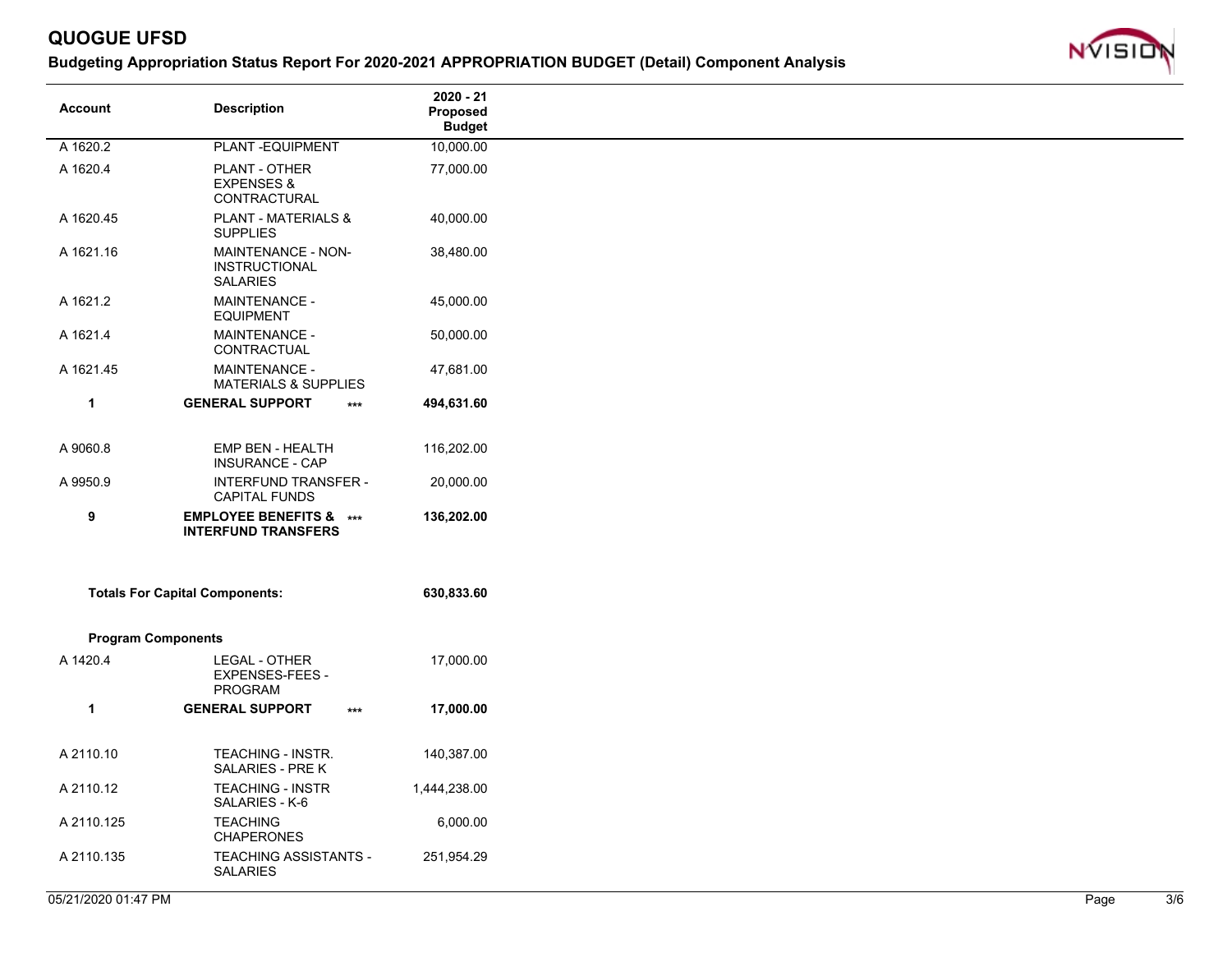# QUOGUE UFSD

## Budgeting Appropriation Status Report For 2020-2021 APPROPRIATION BUDGET (Detail) Component Analysis

| Account | Description | 2020 - 21 Proposed Budget |
|---|---|---|
| A 1620.2 | PLANT -EQUIPMENT | 10,000.00 |
| A 1620.4 | PLANT - OTHER EXPENSES & CONTRACTURAL | 77,000.00 |
| A 1620.45 | PLANT - MATERIALS & SUPPLIES | 40,000.00 |
| A 1621.16 | MAINTENANCE - NON-INSTRUCTIONAL SALARIES | 38,480.00 |
| A 1621.2 | MAINTENANCE - EQUIPMENT | 45,000.00 |
| A 1621.4 | MAINTENANCE - CONTRACTUAL | 50,000.00 |
| A 1621.45 | MAINTENANCE - MATERIALS & SUPPLIES | 47,681.00 |
| **1** | **GENERAL SUPPORT** *** | **494,631.60** |
| A 9060.8 | EMP BEN - HEALTH INSURANCE - CAP | 116,202.00 |
| A 9950.9 | INTERFUND TRANSFER - CAPITAL FUNDS | 20,000.00 |
| **9** | **EMPLOYEE BENEFITS & INTERFUND TRANSFERS** *** | **136,202.00** |
| **Totals For Capital Components:** | | **630,833.60** |
| **Program Components** | | |
| A 1420.4 | LEGAL - OTHER EXPENSES-FEES - PROGRAM | 17,000.00 |
| **1** | **GENERAL SUPPORT** *** | **17,000.00** |
| A 2110.10 | TEACHING - INSTR. SALARIES - PRE K | 140,387.00 |
| A 2110.12 | TEACHING - INSTR SALARIES - K-6 | 1,444,238.00 |
| A 2110.125 | TEACHING CHAPERONES | 6,000.00 |
| A 2110.135 | TEACHING ASSISTANTS - SALARIES | 251,954.29 |

05/21/2020 01:47 PM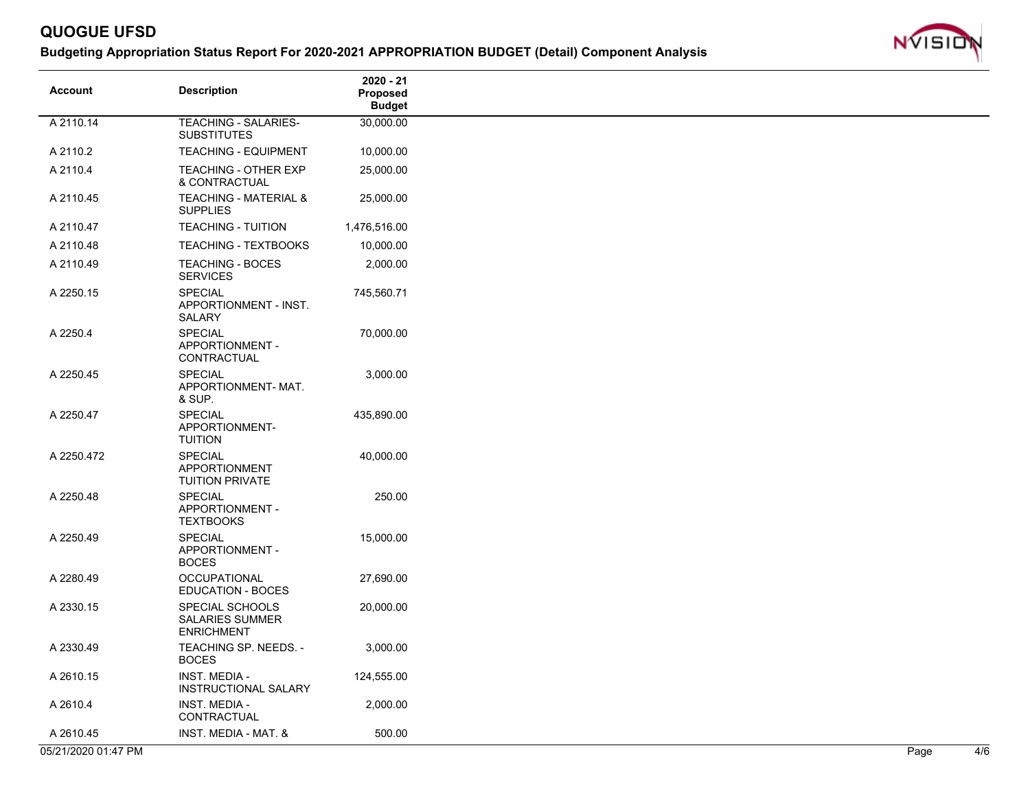# QUOGUE UFSD

## Budgeting Appropriation Status Report For 2020-2021 APPROPRIATION BUDGET (Detail) Component Analysis

| Account | Description | 2020 - 21 Proposed Budget |
|---|---|---|
| A 2110.14 | TEACHING - SALARIES-SUBSTITUTES | 30,000.00 |
| A 2110.2 | TEACHING - EQUIPMENT | 10,000.00 |
| A 2110.4 | TEACHING - OTHER EXP & CONTRACTUAL | 25,000.00 |
| A 2110.45 | TEACHING - MATERIAL & SUPPLIES | 25,000.00 |
| A 2110.47 | TEACHING - TUITION | 1,476,516.00 |
| A 2110.48 | TEACHING - TEXTBOOKS | 10,000.00 |
| A 2110.49 | TEACHING - BOCES SERVICES | 2,000.00 |
| A 2250.15 | SPECIAL APPORTIONMENT - INST. SALARY | 745,560.71 |
| A 2250.4 | SPECIAL APPORTIONMENT - CONTRACTUAL | 70,000.00 |
| A 2250.45 | SPECIAL APPORTIONMENT- MAT. & SUP. | 3,000.00 |
| A 2250.47 | SPECIAL APPORTIONMENT- TUITION | 435,890.00 |
| A 2250.472 | SPECIAL APPORTIONMENT TUITION PRIVATE | 40,000.00 |
| A 2250.48 | SPECIAL APPORTIONMENT - TEXTBOOKS | 250.00 |
| A 2250.49 | SPECIAL APPORTIONMENT - BOCES | 15,000.00 |
| A 2280.49 | OCCUPATIONAL EDUCATION - BOCES | 27,690.00 |
| A 2330.15 | SPECIAL SCHOOLS SALARIES SUMMER ENRICHMENT | 20,000.00 |
| A 2330.49 | TEACHING SP. NEEDS. - BOCES | 3,000.00 |
| A 2610.15 | INST. MEDIA - INSTRUCTIONAL SALARY | 124,555.00 |
| A 2610.4 | INST. MEDIA - CONTRACTUAL | 2,000.00 |
| A 2610.45 | INST. MEDIA - MAT. & | 500.00 |

05/21/2020 01:47 PM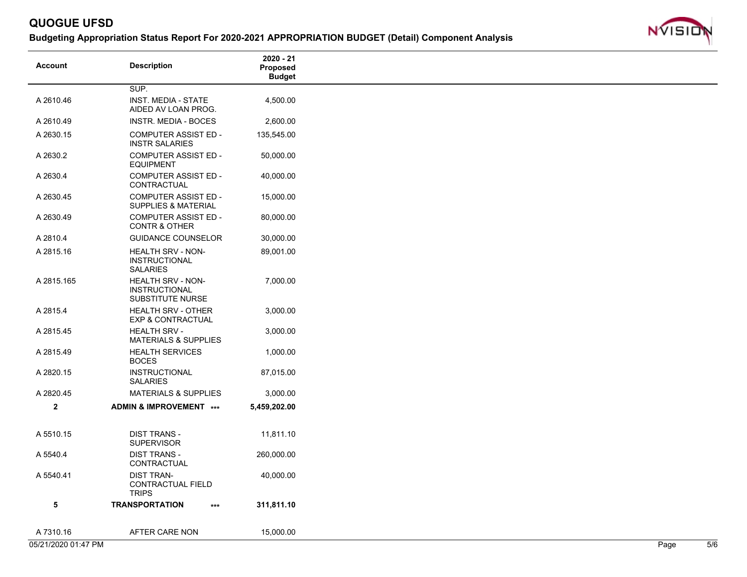# QUOGUE UFSD

## Budgeting Appropriation Status Report For 2020-2021 APPROPRIATION BUDGET (Detail) Component Analysis

| Account | Description | 2020 - 21 Proposed Budget |
|---|---|---|
| | SUP. | |
| A 2610.46 | INST. MEDIA - STATE AIDED AV LOAN PROG. | 4,500.00 |
| A 2610.49 | INSTR. MEDIA - BOCES | 2,600.00 |
| A 2630.15 | COMPUTER ASSIST ED - INSTR SALARIES | 135,545.00 |
| A 2630.2 | COMPUTER ASSIST ED - EQUIPMENT | 50,000.00 |
| A 2630.4 | COMPUTER ASSIST ED - CONTRACTUAL | 40,000.00 |
| A 2630.45 | COMPUTER ASSIST ED - SUPPLIES & MATERIAL | 15,000.00 |
| A 2630.49 | COMPUTER ASSIST ED - CONTR & OTHER | 80,000.00 |
| A 2810.4 | GUIDANCE COUNSELOR | 30,000.00 |
| A 2815.16 | HEALTH SRV - NON-INSTRUCTIONAL SALARIES | 89,001.00 |
| A 2815.165 | HEALTH SRV - NON-INSTRUCTIONAL SUBSTITUTE NURSE | 7,000.00 |
| A 2815.4 | HEALTH SRV - OTHER EXP & CONTRACTUAL | 3,000.00 |
| A 2815.45 | HEALTH SRV - MATERIALS & SUPPLIES | 3,000.00 |
| A 2815.49 | HEALTH SERVICES BOCES | 1,000.00 |
| A 2820.15 | INSTRUCTIONAL SALARIES | 87,015.00 |
| A 2820.45 | MATERIALS & SUPPLIES | 3,000.00 |
| **2** | **ADMIN & IMPROVEMENT \*\*\*** | **5,459,202.00** |
| A 5510.15 | DIST TRANS - SUPERVISOR | 11,811.10 |
| A 5540.4 | DIST TRANS - CONTRACTUAL | 260,000.00 |
| A 5540.41 | DIST TRAN- CONTRACTUAL FIELD TRIPS | 40,000.00 |
| **5** | **TRANSPORTATION \*\*\*** | **311,811.10** |
| A 7310.16 | AFTER CARE NON | 15,000.00 |

05/21/2020 01:47 PM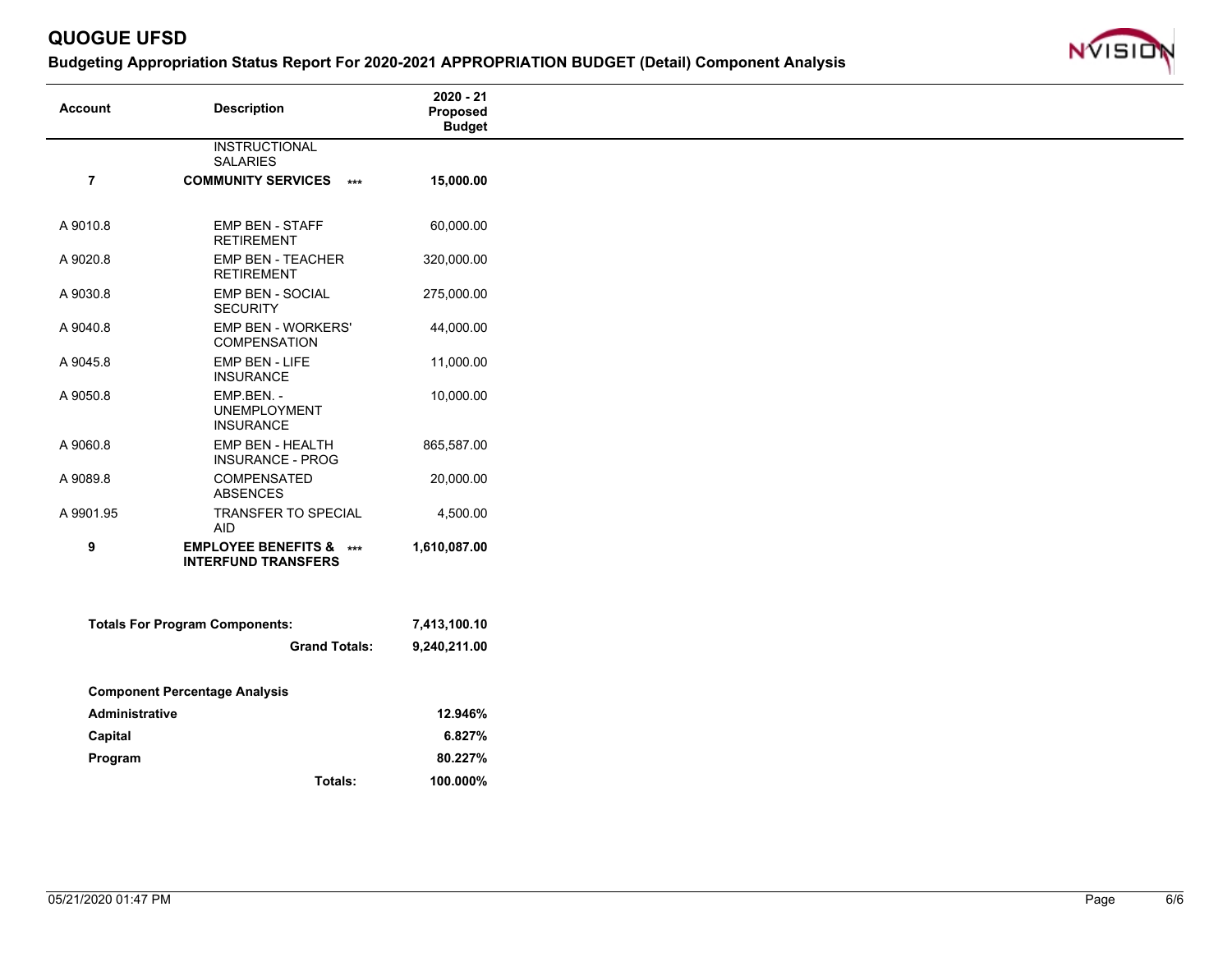# QUOGUE UFSD

## Budgeting Appropriation Status Report For 2020-2021 APPROPRIATION BUDGET (Detail) Component Analysis

| Account | Description | 2020 - 21 Proposed Budget |
|---|---|---|
| | INSTRUCTIONAL SALARIES | |
| **7** | **COMMUNITY SERVICES** *** | **15,000.00** |
| A 9010.8 | EMP BEN - STAFF RETIREMENT | 60,000.00 |
| A 9020.8 | EMP BEN - TEACHER RETIREMENT | 320,000.00 |
| A 9030.8 | EMP BEN - SOCIAL SECURITY | 275,000.00 |
| A 9040.8 | EMP BEN - WORKERS' COMPENSATION | 44,000.00 |
| A 9045.8 | EMP BEN - LIFE INSURANCE | 11,000.00 |
| A 9050.8 | EMP.BEN. - UNEMPLOYMENT INSURANCE | 10,000.00 |
| A 9060.8 | EMP BEN - HEALTH INSURANCE - PROG | 865,587.00 |
| A 9089.8 | COMPENSATED ABSENCES | 20,000.00 |
| A 9901.95 | TRANSFER TO SPECIAL AID | 4,500.00 |
| **9** | **EMPLOYEE BENEFITS & INTERFUND TRANSFERS** *** | **1,610,087.00** |

| | |
|---|---|
| **Totals For Program Components:** | **7,413,100.10** |
| **Grand Totals:** | **9,240,211.00** |

**Component Percentage Analysis**

| | |
|---|---|
| **Administrative** | **12.946%** |
| **Capital** | **6.827%** |
| **Program** | **80.227%** |
| **Totals:** | **100.000%** |